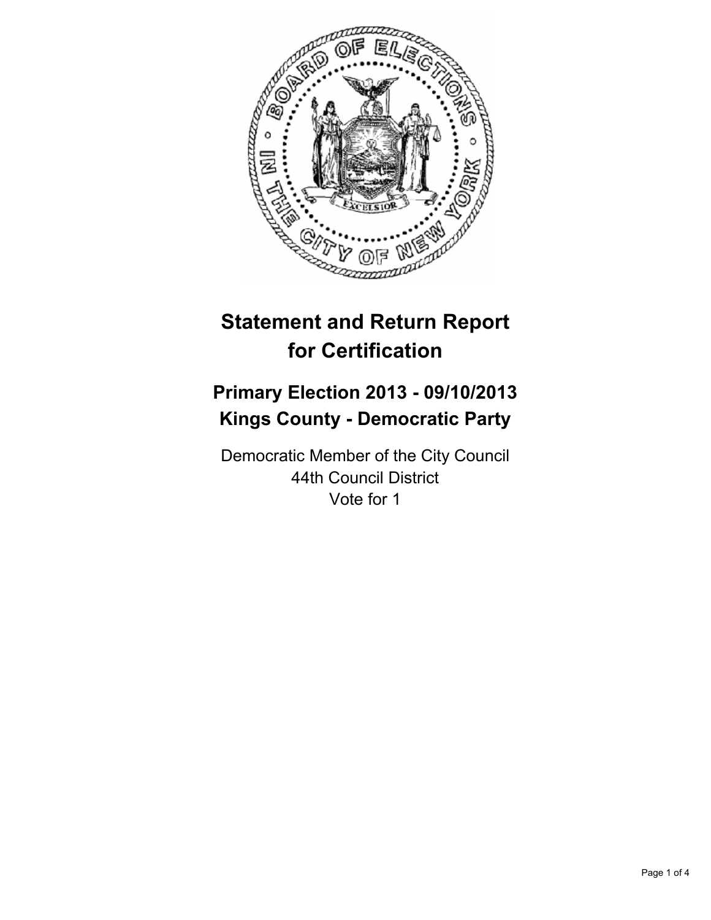# Statement and Return Report for Certification

## Primary Election 2013 - 09/10/2013
## Kings County - Democratic Party

Democratic Member of the City Council
44th Council District
Vote for 1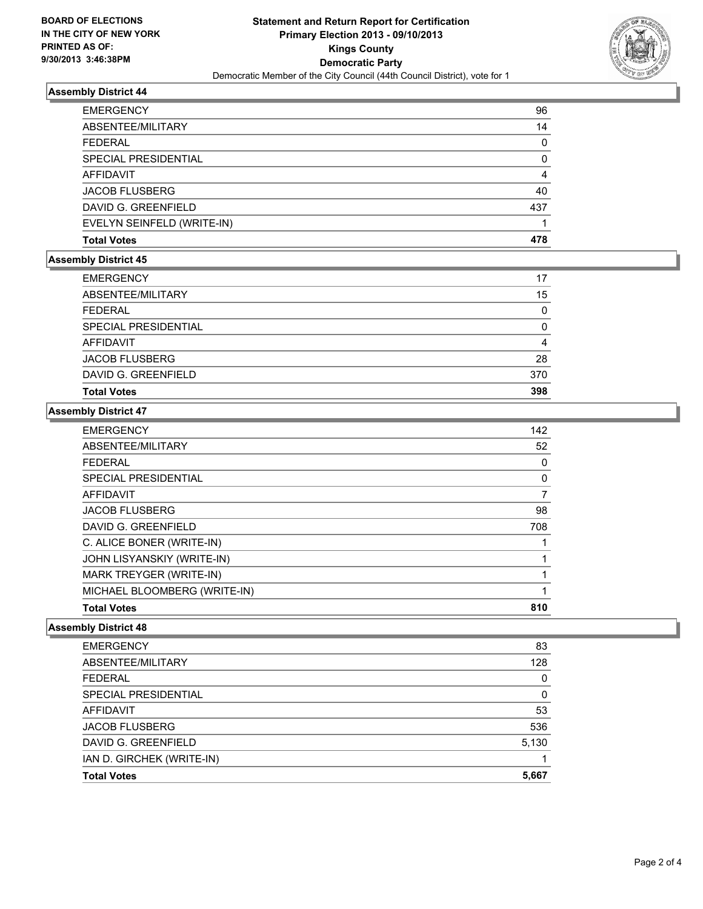**BOARD OF ELECTIONS**
**IN THE CITY OF NEW YORK**
**PRINTED AS OF:**
**9/30/2013 3:46:38PM**

**Statement and Return Report for Certification**
**Primary Election 2013 - 09/10/2013**
**Kings County**
**Democratic Party**
Democratic Member of the City Council (44th Council District), vote for 1

### Assembly District 44

| | |
|---|---|
| EMERGENCY | 96 |
| ABSENTEE/MILITARY | 14 |
| FEDERAL | 0 |
| SPECIAL PRESIDENTIAL | 0 |
| AFFIDAVIT | 4 |
| JACOB FLUSBERG | 40 |
| DAVID G. GREENFIELD | 437 |
| EVELYN SEINFELD (WRITE-IN) | 1 |
| **Total Votes** | **478** |

### Assembly District 45

| | |
|---|---|
| EMERGENCY | 17 |
| ABSENTEE/MILITARY | 15 |
| FEDERAL | 0 |
| SPECIAL PRESIDENTIAL | 0 |
| AFFIDAVIT | 4 |
| JACOB FLUSBERG | 28 |
| DAVID G. GREENFIELD | 370 |
| **Total Votes** | **398** |

### Assembly District 47

| | |
|---|---|
| EMERGENCY | 142 |
| ABSENTEE/MILITARY | 52 |
| FEDERAL | 0 |
| SPECIAL PRESIDENTIAL | 0 |
| AFFIDAVIT | 7 |
| JACOB FLUSBERG | 98 |
| DAVID G. GREENFIELD | 708 |
| C. ALICE BONER (WRITE-IN) | 1 |
| JOHN LISYANSKIY (WRITE-IN) | 1 |
| MARK TREYGER (WRITE-IN) | 1 |
| MICHAEL BLOOMBERG (WRITE-IN) | 1 |
| **Total Votes** | **810** |

### Assembly District 48

| | |
|---|---|
| EMERGENCY | 83 |
| ABSENTEE/MILITARY | 128 |
| FEDERAL | 0 |
| SPECIAL PRESIDENTIAL | 0 |
| AFFIDAVIT | 53 |
| JACOB FLUSBERG | 536 |
| DAVID G. GREENFIELD | 5,130 |
| IAN D. GIRCHEK (WRITE-IN) | 1 |
| **Total Votes** | **5,667** |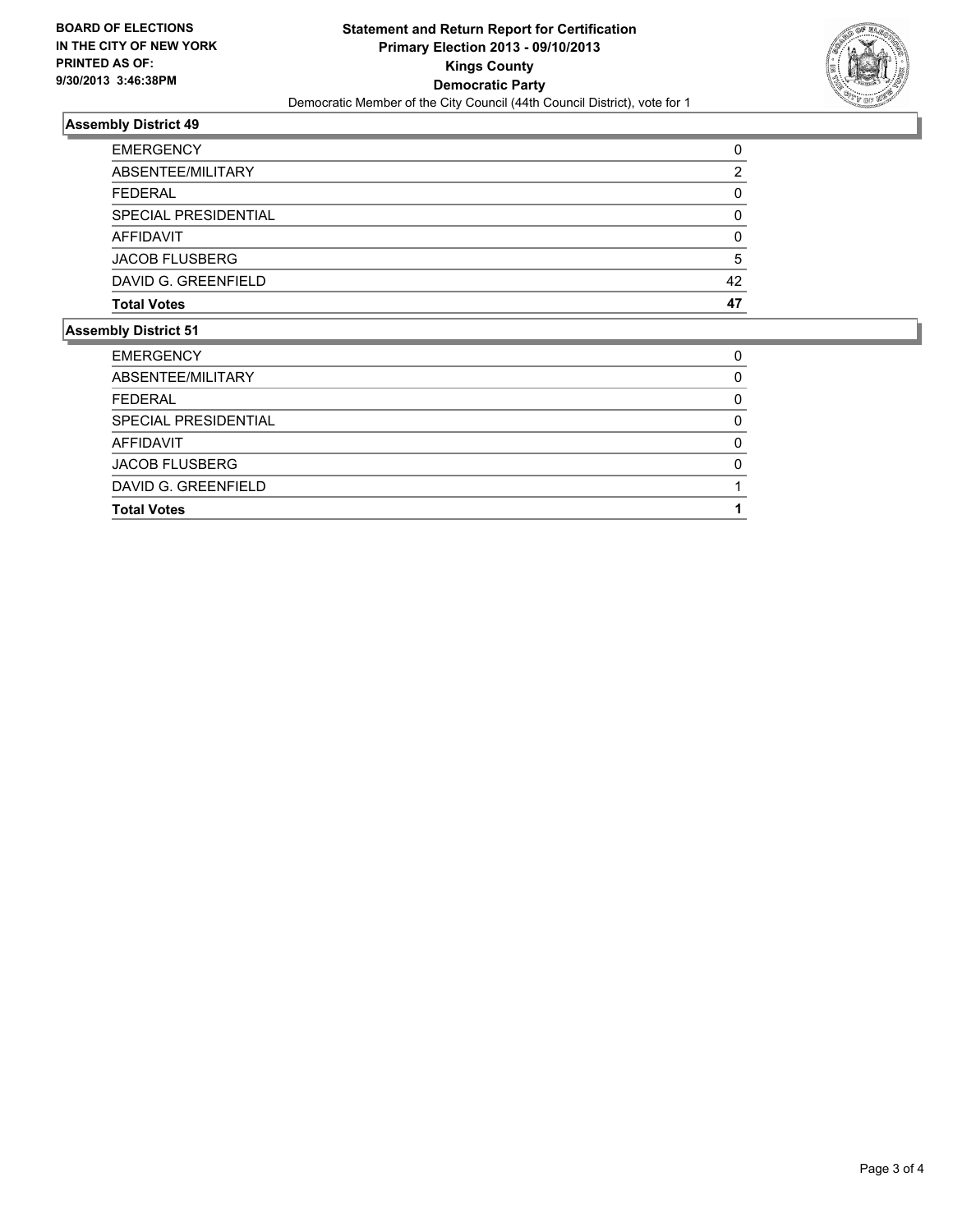**BOARD OF ELECTIONS IN THE CITY OF NEW YORK PRINTED AS OF: 9/30/2013 3:46:38PM**

**Statement and Return Report for Certification**
**Primary Election 2013 - 09/10/2013**
**Kings County**
**Democratic Party**
Democratic Member of the City Council (44th Council District), vote for 1

## Assembly District 49

| | |
|---|---|
| EMERGENCY | 0 |
| ABSENTEE/MILITARY | 2 |
| FEDERAL | 0 |
| SPECIAL PRESIDENTIAL | 0 |
| AFFIDAVIT | 0 |
| JACOB FLUSBERG | 5 |
| DAVID G. GREENFIELD | 42 |
| **Total Votes** | **47** |

## Assembly District 51

| | |
|---|---|
| EMERGENCY | 0 |
| ABSENTEE/MILITARY | 0 |
| FEDERAL | 0 |
| SPECIAL PRESIDENTIAL | 0 |
| AFFIDAVIT | 0 |
| JACOB FLUSBERG | 0 |
| DAVID G. GREENFIELD | 1 |
| **Total Votes** | **1** |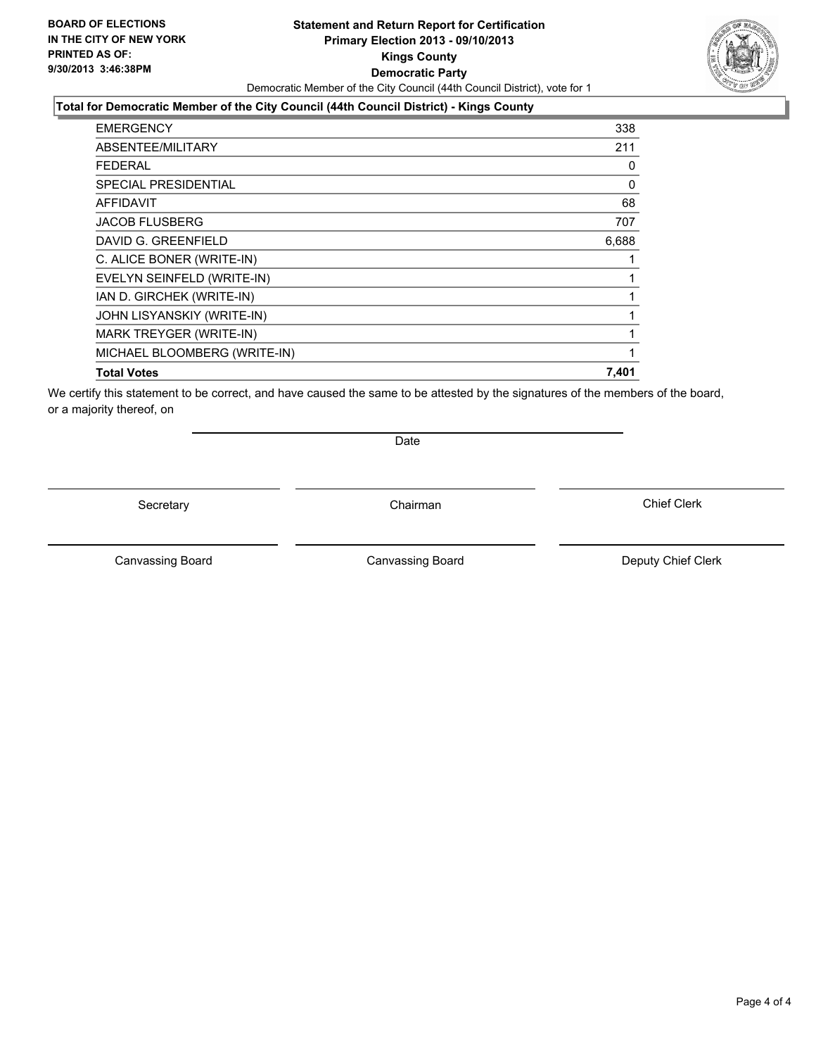**BOARD OF ELECTIONS IN THE CITY OF NEW YORK PRINTED AS OF: 9/30/2013 3:46:38PM**

**Statement and Return Report for Certification**
**Primary Election 2013 - 09/10/2013**
**Kings County**
**Democratic Party**

Democratic Member of the City Council (44th Council District), vote for 1

**Total for Democratic Member of the City Council (44th Council District) - Kings County**

| | |
|---|---|
| EMERGENCY | 338 |
| ABSENTEE/MILITARY | 211 |
| FEDERAL | 0 |
| SPECIAL PRESIDENTIAL | 0 |
| AFFIDAVIT | 68 |
| JACOB FLUSBERG | 707 |
| DAVID G. GREENFIELD | 6,688 |
| C. ALICE BONER (WRITE-IN) | 1 |
| EVELYN SEINFELD (WRITE-IN) | 1 |
| IAN D. GIRCHEK (WRITE-IN) | 1 |
| JOHN LISYANSKIY (WRITE-IN) | 1 |
| MARK TREYGER (WRITE-IN) | 1 |
| MICHAEL BLOOMBERG (WRITE-IN) | 1 |
| **Total Votes** | **7,401** |

We certify this statement to be correct, and have caused the same to be attested by the signatures of the members of the board, or a majority thereof, on

Date

Secretary | Chairman | Chief Clerk

Canvassing Board | Canvassing Board | Deputy Chief Clerk